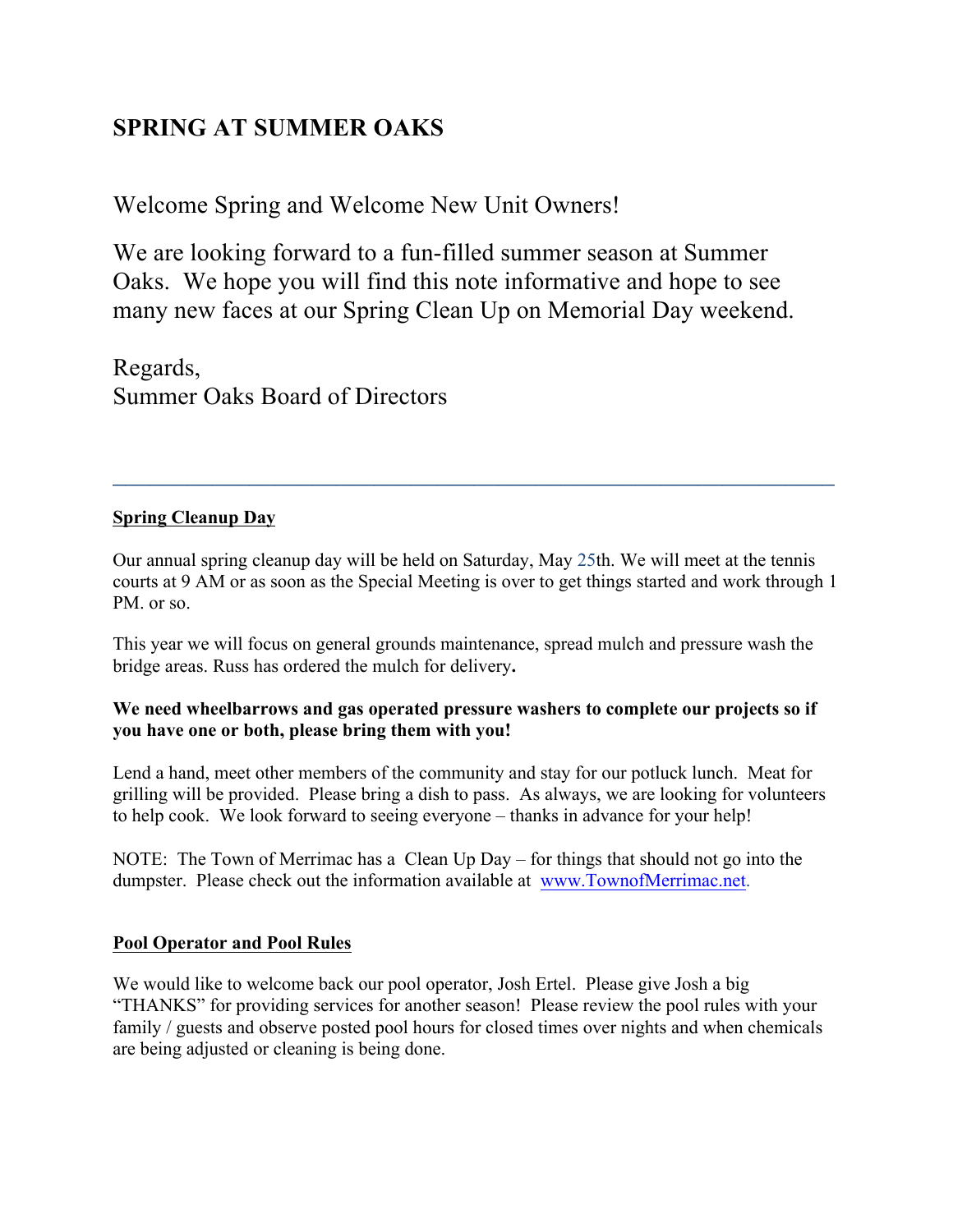# SPRING AT SUMMER OAKS

Welcome Spring and Welcome New Unit Owners!

We are looking forward to a fun-filled summer season at Summer Oaks. We hope you will find this note informative and hope to see many new faces at our Spring Clean Up on Memorial Day weekend.

Regards,
Summer Oaks Board of Directors

---

## Spring Cleanup Day

Our annual spring cleanup day will be held on Saturday, May 25th. We will meet at the tennis courts at 9 AM or as soon as the Special Meeting is over to get things started and work through 1 PM. or so.

This year we will focus on general grounds maintenance, spread mulch and pressure wash the bridge areas. Russ has ordered the mulch for delivery.

**We need wheelbarrows and gas operated pressure washers to complete our projects so if you have one or both, please bring them with you!**

Lend a hand, meet other members of the community and stay for our potluck lunch. Meat for grilling will be provided. Please bring a dish to pass. As always, we are looking for volunteers to help cook. We look forward to seeing everyone – thanks in advance for your help!

NOTE: The Town of Merrimac has a Clean Up Day – for things that should not go into the dumpster. Please check out the information available at www.TownofMerrimac.net.

## Pool Operator and Pool Rules

We would like to welcome back our pool operator, Josh Ertel. Please give Josh a big "THANKS" for providing services for another season! Please review the pool rules with your family / guests and observe posted pool hours for closed times over nights and when chemicals are being adjusted or cleaning is being done.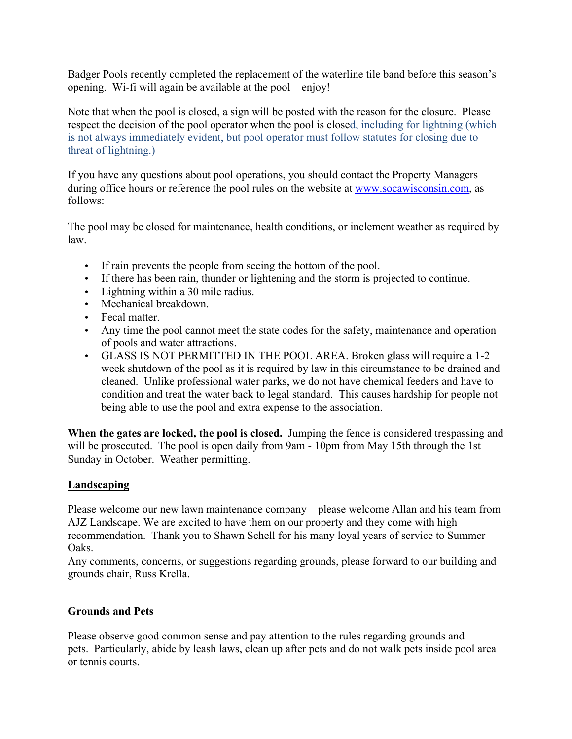Badger Pools recently completed the replacement of the waterline tile band before this season's opening. Wi-fi will again be available at the pool—enjoy!

Note that when the pool is closed, a sign will be posted with the reason for the closure. Please respect the decision of the pool operator when the pool is closed, including for lightning (which is not always immediately evident, but pool operator must follow statutes for closing due to threat of lightning.)

If you have any questions about pool operations, you should contact the Property Managers during office hours or reference the pool rules on the website at www.socawisconsin.com, as follows:

The pool may be closed for maintenance, health conditions, or inclement weather as required by law.

- If rain prevents the people from seeing the bottom of the pool.
- If there has been rain, thunder or lightening and the storm is projected to continue.
- Lightning within a 30 mile radius.
- Mechanical breakdown.
- Fecal matter.
- Any time the pool cannot meet the state codes for the safety, maintenance and operation of pools and water attractions.
- GLASS IS NOT PERMITTED IN THE POOL AREA. Broken glass will require a 1-2 week shutdown of the pool as it is required by law in this circumstance to be drained and cleaned. Unlike professional water parks, we do not have chemical feeders and have to condition and treat the water back to legal standard. This causes hardship for people not being able to use the pool and extra expense to the association.

**When the gates are locked, the pool is closed.** Jumping the fence is considered trespassing and will be prosecuted. The pool is open daily from 9am - 10pm from May 15th through the 1st Sunday in October. Weather permitting.

## Landscaping

Please welcome our new lawn maintenance company—please welcome Allan and his team from AJZ Landscape. We are excited to have them on our property and they come with high recommendation. Thank you to Shawn Schell for his many loyal years of service to Summer Oaks.
Any comments, concerns, or suggestions regarding grounds, please forward to our building and grounds chair, Russ Krella.

## Grounds and Pets

Please observe good common sense and pay attention to the rules regarding grounds and pets. Particularly, abide by leash laws, clean up after pets and do not walk pets inside pool area or tennis courts.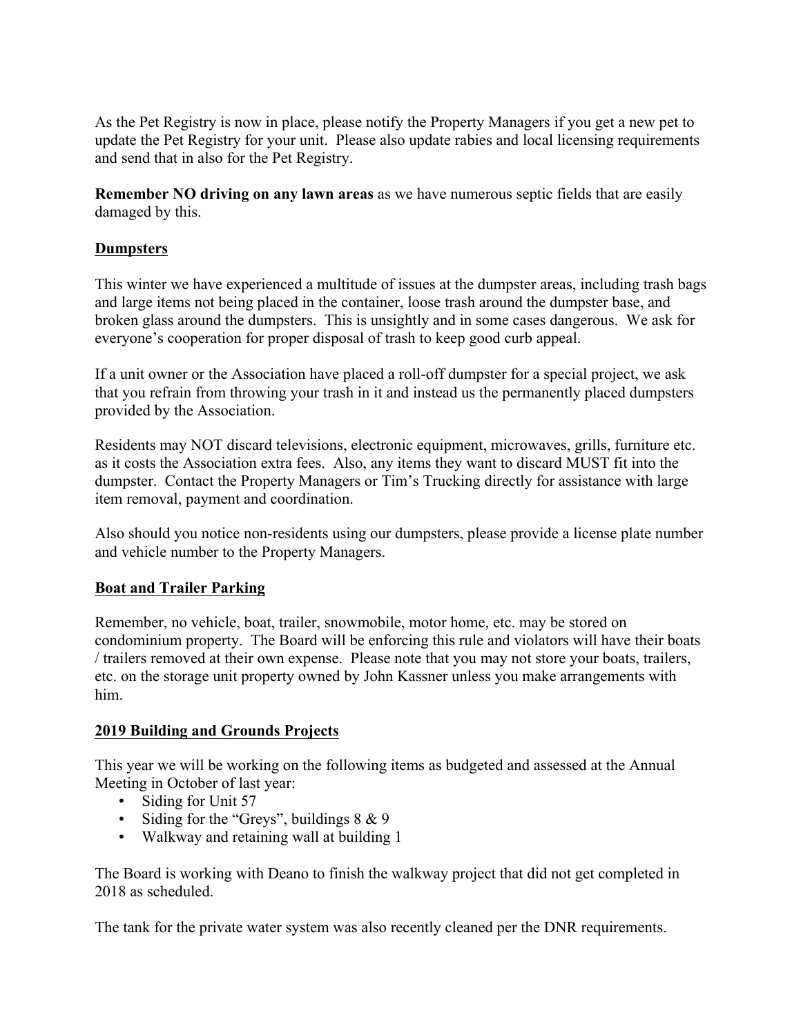As the Pet Registry is now in place, please notify the Property Managers if you get a new pet to update the Pet Registry for your unit. Please also update rabies and local licensing requirements and send that in also for the Pet Registry.

**Remember NO driving on any lawn areas** as we have numerous septic fields that are easily damaged by this.

## Dumpsters

This winter we have experienced a multitude of issues at the dumpster areas, including trash bags and large items not being placed in the container, loose trash around the dumpster base, and broken glass around the dumpsters. This is unsightly and in some cases dangerous. We ask for everyone's cooperation for proper disposal of trash to keep good curb appeal.

If a unit owner or the Association have placed a roll-off dumpster for a special project, we ask that you refrain from throwing your trash in it and instead us the permanently placed dumpsters provided by the Association.

Residents may NOT discard televisions, electronic equipment, microwaves, grills, furniture etc. as it costs the Association extra fees. Also, any items they want to discard MUST fit into the dumpster. Contact the Property Managers or Tim's Trucking directly for assistance with large item removal, payment and coordination.

Also should you notice non-residents using our dumpsters, please provide a license plate number and vehicle number to the Property Managers.

## Boat and Trailer Parking

Remember, no vehicle, boat, trailer, snowmobile, motor home, etc. may be stored on condominium property. The Board will be enforcing this rule and violators will have their boats / trailers removed at their own expense. Please note that you may not store your boats, trailers, etc. on the storage unit property owned by John Kassner unless you make arrangements with him.

## 2019 Building and Grounds Projects

This year we will be working on the following items as budgeted and assessed at the Annual Meeting in October of last year:

- Siding for Unit 57
- Siding for the "Greys", buildings 8 & 9
- Walkway and retaining wall at building 1

The Board is working with Deano to finish the walkway project that did not get completed in 2018 as scheduled.

The tank for the private water system was also recently cleaned per the DNR requirements.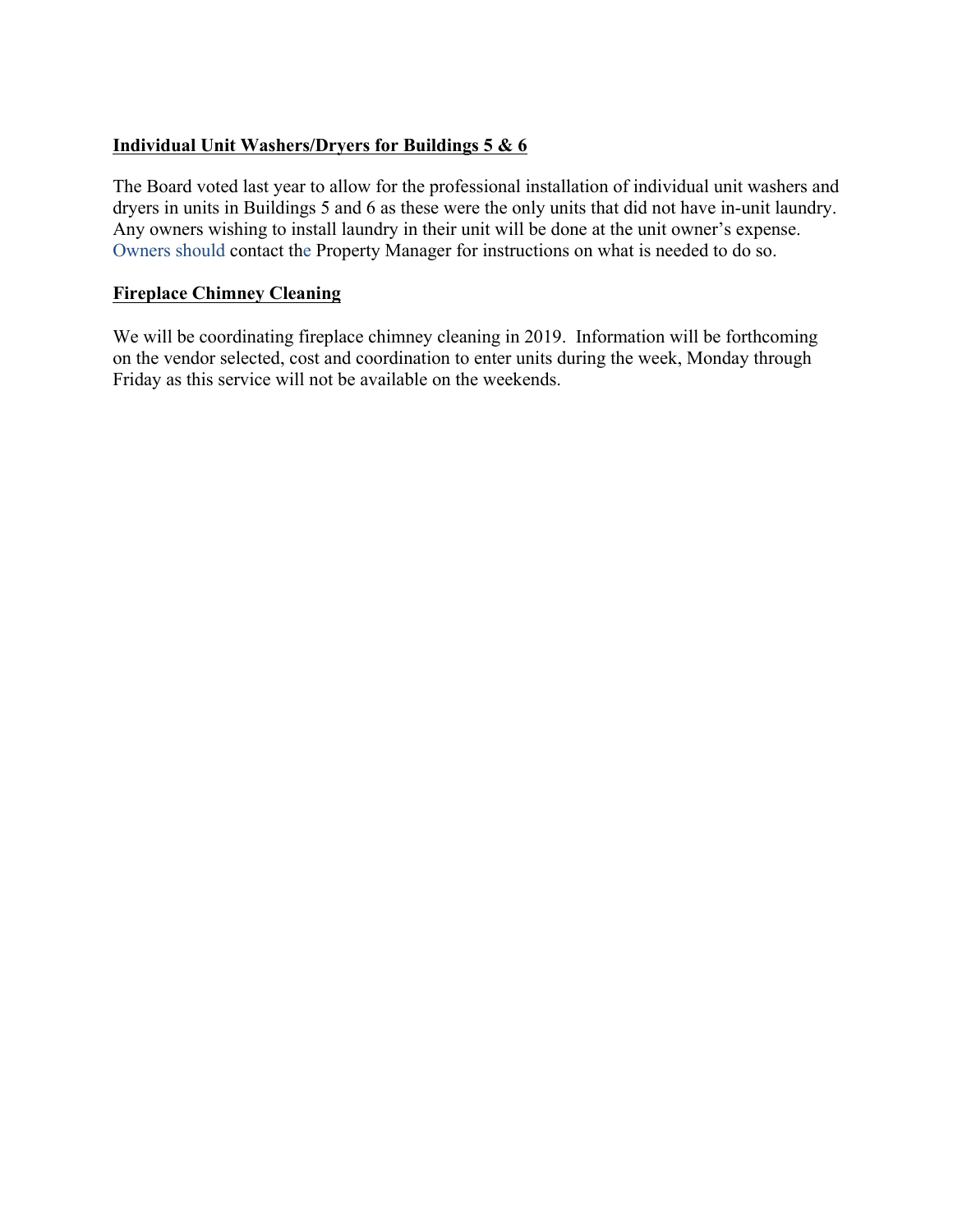**Individual Unit Washers/Dryers for Buildings 5 & 6**

The Board voted last year to allow for the professional installation of individual unit washers and dryers in units in Buildings 5 and 6 as these were the only units that did not have in-unit laundry. Any owners wishing to install laundry in their unit will be done at the unit owner's expense. Owners should contact the Property Manager for instructions on what is needed to do so.

**Fireplace Chimney Cleaning**

We will be coordinating fireplace chimney cleaning in 2019. Information will be forthcoming on the vendor selected, cost and coordination to enter units during the week, Monday through Friday as this service will not be available on the weekends.